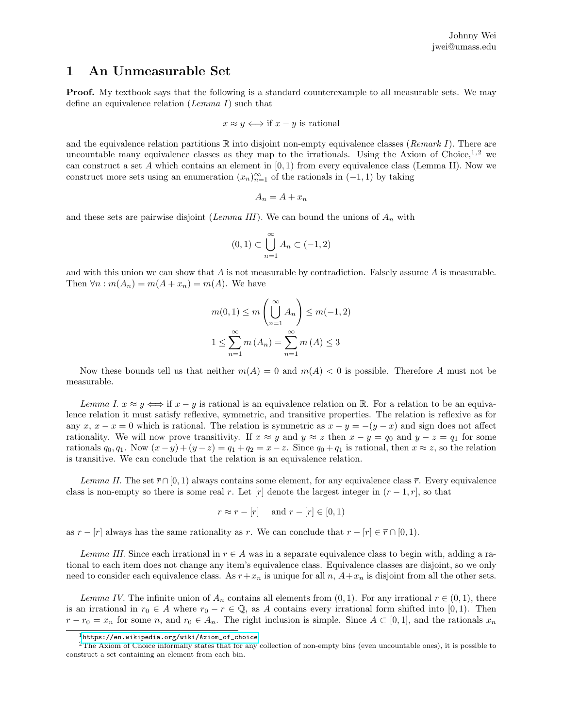Johnny Wei
jwei@umass.edu

# 1 An Unmeasurable Set

**Proof.** My textbook says that the following is a standard counterexample to all measurable sets. We may define an equivalence relation (*Lemma I*) such that

$$x \approx y \iff \text{if } x - y \text{ is rational}$$

and the equivalence relation partitions $\mathbb{R}$ into disjoint non-empty equivalence classes (*Remark I*). There are uncountable many equivalence classes as they map to the irrationals. Using the Axiom of Choice,[1,2] we can construct a set $A$ which contains an element in $[0, 1)$ from every equivalence class (Lemma II). Now we construct more sets using an enumeration $(x_n)_{n=1}^{\infty}$ of the rationals in $(-1, 1)$ by taking

$$A_n = A + x_n$$

and these sets are pairwise disjoint (*Lemma III*). We can bound the unions of $A_n$ with

$$(0, 1) \subset \bigcup_{n=1}^{\infty} A_n \subset (-1, 2)$$

and with this union we can show that $A$ is not measurable by contradiction. Falsely assume $A$ is measurable. Then $\forall n : m(A_n) = m(A + x_n) = m(A)$. We have

$$m(0, 1) \leq m\left(\bigcup_{n=1}^{\infty} A_n\right) \leq m(-1, 2)$$

$$1 \leq \sum_{n=1}^{\infty} m(A_n) = \sum_{n=1}^{\infty} m(A) \leq 3$$

Now these bounds tell us that neither $m(A) = 0$ and $m(A) < 0$ is possible. Therefore $A$ must not be measurable.

*Lemma I.* $x \approx y \iff$ if $x - y$ is rational is an equivalence relation on $\mathbb{R}$. For a relation to be an equivalence relation it must satisfy reflexive, symmetric, and transitive properties. The relation is reflexive as for any $x$, $x - x = 0$ which is rational. The relation is symmetric as $x - y = -(y - x)$ and sign does not affect rationality. We will now prove transitivity. If $x \approx y$ and $y \approx z$ then $x - y = q_0$ and $y - z = q_1$ for some rationals $q_0, q_1$. Now $(x - y) + (y - z) = q_1 + q_2 = x - z$. Since $q_0 + q_1$ is rational, then $x \approx z$, so the relation is transitive. We can conclude that the relation is an equivalence relation.

*Lemma II.* The set $\overline{r} \cap [0, 1)$ always contains some element, for any equivalence class $\overline{r}$. Every equivalence class is non-empty so there is some real $r$. Let $[r]$ denote the largest integer in $(r - 1, r]$, so that

$$r \approx r - [r] \quad \text{and } r - [r] \in [0, 1)$$

as $r - [r]$ always has the same rationality as $r$. We can conclude that $r - [r] \in \overline{r} \cap [0, 1)$.

*Lemma III.* Since each irrational in $r \in A$ was in a separate equivalence class to begin with, adding a rational to each item does not change any item's equivalence class. Equivalence classes are disjoint, so we only need to consider each equivalence class. As $r + x_n$ is unique for all $n$, $A + x_n$ is disjoint from all the other sets.

*Lemma IV.* The infinite union of $A_n$ contains all elements from $(0, 1)$. For any irrational $r \in (0, 1)$, there is an irrational in $r_0 \in A$ where $r_0 - r \in \mathbb{Q}$, as $A$ contains every irrational form shifted into $[0, 1)$. Then $r - r_0 = x_n$ for some $n$, and $r_0 \in A_n$. The right inclusion is simple. Since $A \subset [0, 1]$, and the rationals $x_n$

[1] https://en.wikipedia.org/wiki/Axiom_of_choice

[2] The Axiom of Choice informally states that for any collection of non-empty bins (even uncountable ones), it is possible to construct a set containing an element from each bin.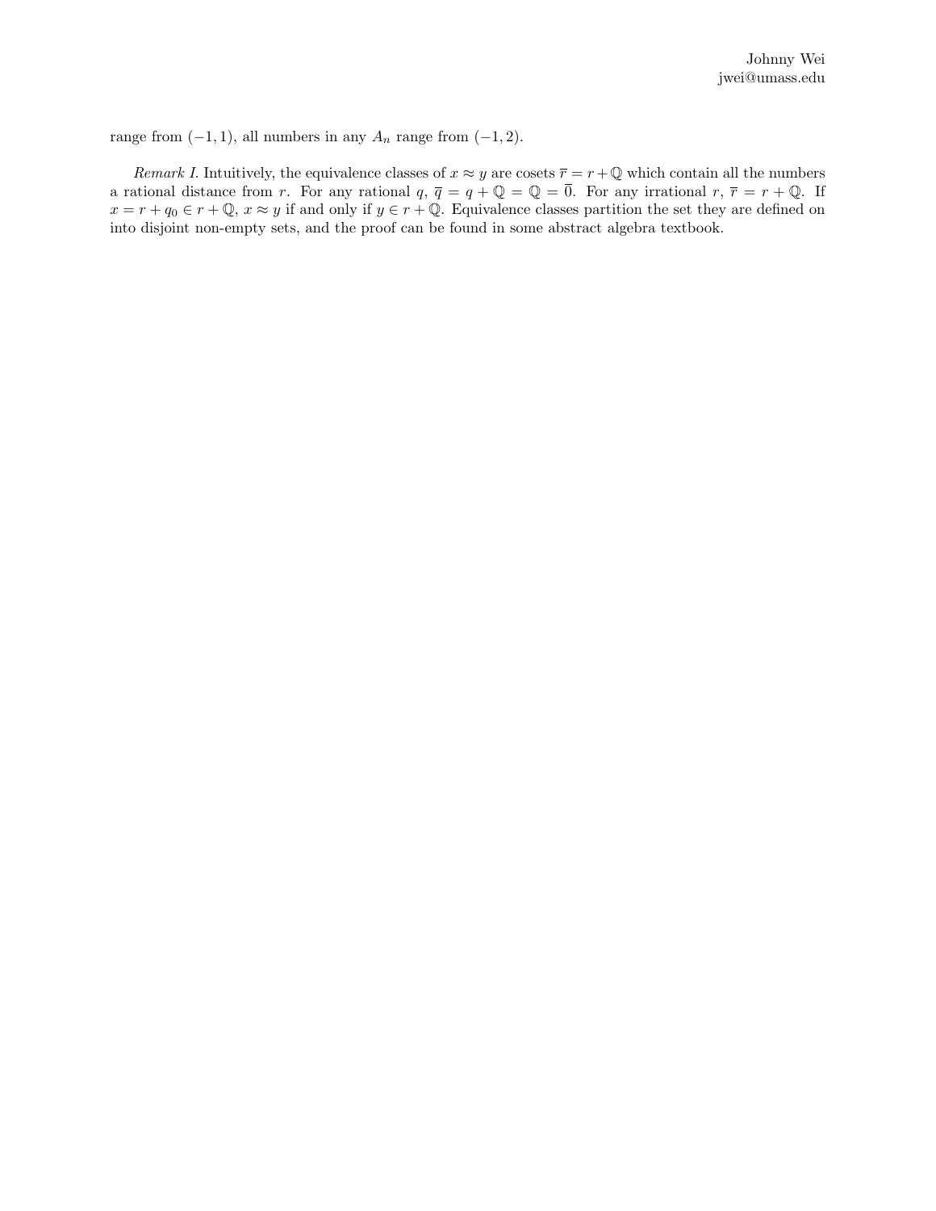range from $(-1, 1)$, all numbers in any $A_n$ range from $(-1, 2)$.

*Remark I.* Intuitively, the equivalence classes of $x \approx y$ are cosets $\overline{r} = r + \mathbb{Q}$ which contain all the numbers a rational distance from $r$. For any rational $q$, $\overline{q} = q + \mathbb{Q} = \mathbb{Q} = \overline{0}$. For any irrational $r$, $\overline{r} = r + \mathbb{Q}$. If $x = r + q_0 \in r + \mathbb{Q}$, $x \approx y$ if and only if $y \in r + \mathbb{Q}$. Equivalence classes partition the set they are defined on into disjoint non-empty sets, and the proof can be found in some abstract algebra textbook.